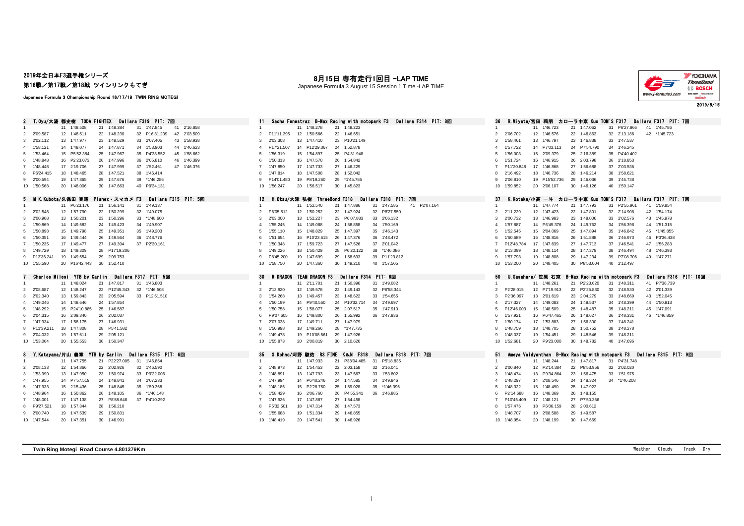# 2019年全日本F3選手権シリーズ
## 第16戦／第17戦／第18戦 ツインリンクもてぎ

Japanese Formula 3 Championship Round 16/17/18 TWIN RING MOTEGI

## 8月15日 専有走行1回目 -LAP TIME

Japanese Formula 3 August 15 Session 1 Time -LAP TIME

2019/8/15

### 2 T.Oyu/大湯 都史樹 TODA FIGHTEX Dallara F319 PIT: 7回

| Lap | Time | Lap | Time | Lap | Time | Lap | Time | Lap | Time |
|---|---|---|---|---|---|---|---|---|---|
| 1 | | 11 | 1'48.508 | 21 | 1'48.384 | 31 | 1'47.845 | 41 | 2'16.858 |
| 2 | 2'09.587 | 12 | 1'48.511 | 22 | 1'48.230 | 32 | P16'31.209 | 42 | 2'03.509 |
| 3 | 2'02.112 | 13 | 1'47.977 | 23 | 1'48.529 | 33 | 2'07.405 | 43 | 1'58.938 |
| 4 | 1'58.121 | 14 | 1'48.077 | 24 | 1'47.871 | 34 | 1'53.903 | 44 | 1'46.623 |
| 5 | 1'53.464 | 15 | P5'52.384 | 25 | 1'47.967 | 35 | P4'38.552 | 45 | 1'58.662 |
| 6 | 1'48.848 | 16 | P2'23.073 | 26 | 1'47.996 | 36 | 2'05.810 | 46 | 1'46.399 |
| 7 | 1'48.448 | 17 | 2'19.706 | 27 | 1'47.999 | 37 | 1'52.461 | 47 | 1'46.376 |
| 8 | P6'24.415 | 18 | 1'48.465 | 28 | 1'47.521 | 38 | 1'46.414 | | |
| 9 | 2'00.594 | 19 | 1'47.865 | 29 | 1'47.676 | 39 | *1'46.286 | | |
| 10 | 1'50.568 | 20 | 1'48.006 | 30 | 1'47.663 | 40 | P9'34.131 | | |

### 5 M K.Kubota/久保田 克昭 Planex・スマカメ F3 Dallara F315 PIT: 5回

| Lap | Time | Lap | Time | Lap | Time | Lap | Time |
|---|---|---|---|---|---|---|---|
| 1 | | 11 | P6'23.176 | 21 | 1'56.141 | 31 | 1'49.137 |
| 2 | 2'02.548 | 12 | 1'57.790 | 22 | 1'50.299 | 32 | 1'49.075 |
| 3 | 2'00.908 | 13 | 1'50.201 | 23 | 1'50.296 | 33 | *1'48.600 |
| 4 | 1'50.869 | 14 | 1'49.582 | 24 | 1'49.423 | 34 | 1'49.907 |
| 5 | 1'50.898 | 15 | 1'49.798 | 25 | 1'49.351 | 35 | 1'49.203 |
| 6 | 1'50.351 | 16 | 1'49.444 | 26 | 1'49.564 | 36 | 1'48.776 |
| 7 | 1'50.235 | 17 | 1'49.477 | 27 | 1'49.394 | 37 | P2'30.161 |
| 8 | 1'49.729 | 18 | 1'49.309 | 28 | P17'19.206 | | |
| 9 | P13'36.241 | 19 | 1'49.554 | 29 | 2'09.753 | | |
| 10 | 1'55.590 | 20 | P16'42.443 | 30 | 1'52.410 | | |

### 7 Charles Milesi YTB by Carlin Dallara F317 PIT: 5回

| Lap | Time | Lap | Time | Lap | Time | Lap | Time |
|---|---|---|---|---|---|---|---|
| 1 | | 11 | 1'48.024 | 21 | 1'47.817 | 31 | 1'46.803 |
| 2 | 2'08.687 | 12 | 1'48.247 | 22 | P12'45.343 | 32 | *1'46.508 |
| 3 | 2'02.340 | 13 | 1'59.843 | 23 | 2'05.594 | 33 | P12'51.510 |
| 4 | 1'49.046 | 14 | 1'48.646 | 24 | 1'57.854 | | |
| 5 | 1'48.292 | 15 | P24'10.885 | 25 | 1'46.587 | | |
| 6 | 2'04.315 | 16 | 2'09.340 | 26 | 2'02.037 | | |
| 7 | 1'47.934 | 17 | 1'58.175 | 27 | 1'46.931 | | |
| 8 | P11'39.211 | 18 | 1'47.808 | 28 | P5'41.582 | | |
| 9 | 2'04.032 | 19 | 1'57.611 | 29 | 2'05.121 | | |
| 10 | 1'53.004 | 20 | 1'55.553 | 30 | 1'50.347 | | |

### 8 Y.Katayama/片山 義章 YTB by Carlin Dallara F315 PIT: 6回

| Lap | Time | Lap | Time | Lap | Time | Lap | Time |
|---|---|---|---|---|---|---|---|
| 1 | | 11 | 1'47.755 | 21 | P22'27.005 | 31 | 1'46.864 |
| 2 | 2'08.133 | 12 | 1'54.866 | 22 | 2'02.926 | 32 | *1'46.590 |
| 3 | 1'53.990 | 13 | 1'47.950 | 23 | 1'50.974 | 33 | P9'22.006 |
| 4 | 1'47.955 | 14 | P7'57.519 | 24 | 1'48.841 | 34 | 2'07.233 |
| 5 | 1'47.933 | 15 | 2'15.436 | 25 | 1'48.845 | 35 | 1'50.368 |
| 6 | 1'48.964 | 16 | 1'50.862 | 26 | 1'48.105 | 36 | *1'46.148 |
| 7 | 1'48.001 | 17 | 1'47.138 | 27 | P8'58.648 | 37 | P4'10.292 |
| 8 | P9'27.521 | 18 | 1'57.344 | 28 | 1'56.210 | | |
| 9 | 2'00.740 | 19 | 1'47.539 | 29 | 1'50.831 | | |
| 10 | 1'47.544 | 20 | 1'47.351 | 30 | 1'46.991 | | |

### 11 Sacha Fenestraz B-Max Racing with motopark F3 Dallara F314 PIT: 8回

| Lap | Time | Lap | Time | Lap | Time |
|---|---|---|---|---|---|
| 1 | | 11 | 1'48.278 | 21 | 1'48.223 |
| 2 | P11'11.395 | 12 | 1'50.566 | 22 | 1'46.651 |
| 3 | 2'03.308 | 13 | 1'47.410 | 23 | P10'21.149 |
| 4 | P17'21.507 | 14 | P12'29.367 | 24 | 1'52.878 |
| 5 | 1'56.319 | 15 | 1'54.897 | 25 | P4'31.948 |
| 6 | 1'50.313 | 16 | 1'47.570 | 26 | 1'54.842 |
| 7 | 1'47.850 | 17 | 1'47.733 | 27 | 1'46.229 |
| 8 | 1'47.814 | 18 | 1'47.508 | 28 | 1'52.042 |
| 9 | P14'01.480 | 19 | P8'19.260 | 29 | *1'45.755 |
| 10 | 1'56.247 | 20 | 1'56.517 | 30 | 1'45.823 |

### 12 H.Otsu/大津 弘樹 ThreeBond F318 Dallara F318 PIT: 7回

| Lap | Time | Lap | Time | Lap | Time | Lap | Time | Lap | Time |
|---|---|---|---|---|---|---|---|---|---|
| 1 | | 11 | 1'52.540 | 21 | 1'47.886 | 31 | 1'47.585 | 41 | P2'07.164 |
| 2 | P6'05.512 | 12 | 1'50.252 | 22 | 1'47.924 | 32 | P8'27.550 | | |
| 3 | 2'03.000 | 13 | 1'52.227 | 23 | P6'07.883 | 33 | 2'06.132 | | |
| 4 | 1'55.245 | 14 | 1'49.088 | 24 | 1'58.858 | 34 | 1'50.169 | | |
| 5 | 1'55.110 | 15 | 1'48.829 | 25 | 1'47.397 | 35 | 1'46.143 | | |
| 6 | 1'51.654 | 16 | P10'23.615 | 26 | 1'47.376 | 36 | 1'48.472 | | |
| 7 | 1'50.348 | 17 | 1'59.723 | 27 | 1'47.526 | 37 | 2'01.042 | | |
| 8 | 1'49.226 | 18 | 1'50.429 | 28 | P6'20.122 | 38 | *1'46.086 | | |
| 9 | P8'45.200 | 19 | 1'47.699 | 29 | 1'58.693 | 39 | P11'23.812 | | |
| 10 | 1'58.750 | 20 | 1'47.360 | 30 | 1'49.210 | 40 | 1'57.505 | | |

### 30 M DRAGON TEAM DRAGON F3 Dallara F314 PIT: 6回

| Lap | Time | Lap | Time | Lap | Time | Lap | Time |
|---|---|---|---|---|---|---|---|
| 1 | | 11 | 2'11.701 | 21 | 1'50.396 | 31 | 1'49.082 |
| 2 | 2'12.920 | 12 | 1'49.578 | 22 | 1'49.143 | 32 | P6'58.344 |
| 3 | 1'54.268 | 13 | 1'49.457 | 23 | 1'48.622 | 33 | 1'54.655 |
| 4 | 1'50.199 | 14 | P9'40.560 | 24 | P10'32.714 | 34 | 1'49.697 |
| 5 | 1'50.758 | 15 | 1'58.077 | 25 | 2'07.517 | 35 | 1'47.910 |
| 6 | P9'07.605 | 16 | 1'49.800 | 26 | 1'55.992 | 36 | 1'47.936 |
| 7 | 2'07.038 | 17 | 1'49.711 | 27 | 1'47.979 | | |
| 8 | 1'50.998 | 18 | 1'49.266 | 28 | *1'47.735 | | |
| 9 | 1'49.478 | 19 | P10'08.561 | 29 | 1'47.926 | | |
| 10 | 1'55.873 | 20 | 2'00.819 | 30 | 2'10.626 | | |

### 35 S.Kohno/河野 駿佑 RS FINE K&N F318 Dallara F318 PIT: 7回

| Lap | Time | Lap | Time | Lap | Time | Lap | Time |
|---|---|---|---|---|---|---|---|
| 1 | | 11 | 1'47.933 | 21 | P38'04.485 | 31 | P5'18.835 |
| 2 | 1'48.973 | 12 | 1'54.453 | 22 | 2'03.158 | 32 | 2'16.041 |
| 3 | 1'48.891 | 13 | 1'47.793 | 23 | 1'47.567 | 33 | 1'53.802 |
| 4 | 1'47.994 | 14 | P6'40.246 | 24 | 1'47.585 | 34 | 1'49.846 |
| 5 | 1'48.185 | 15 | P2'28.750 | 25 | 1'59.028 | 35 | *1'46.396 |
| 6 | 1'58.429 | 16 | 2'06.760 | 26 | P4'55.341 | 36 | 1'46.885 |
| 7 | 1'47.926 | 17 | 1'47.887 | 27 | 1'54.458 | | |
| 8 | P5'32.501 | 18 | 1'47.314 | 28 | 1'47.573 | | |
| 9 | 1'55.688 | 19 | 1'51.334 | 29 | 1'46.855 | | |
| 10 | 1'48.419 | 20 | 1'47.541 | 30 | 1'46.926 | | |

### 36 R.Miyata/宮田 莉朋 カローラ中京 Kuo TOM'S F317 Dallara F317 PIT: 7回

| Lap | Time | Lap | Time | Lap | Time | Lap | Time | Lap | Time |
|---|---|---|---|---|---|---|---|---|---|
| 1 | | 11 | 1'46.723 | 21 | 1'47.062 | 31 | P6'27.866 | 41 | 1'45.786 |
| 2 | 2'06.702 | 12 | 1'46.576 | 22 | 1'46.863 | 32 | 2'13.186 | 42 | *1'45.723 |
| 3 | 1'58.461 | 13 | 1'46.797 | 23 | 1'46.838 | 33 | 1'47.537 | | |
| 4 | 1'57.722 | 14 | P7'03.113 | 24 | P7'54.790 | 34 | 1'46.245 | | |
| 5 | 1'56.003 | 15 | 2'09.379 | 25 | 2'16.389 | 35 | P4'40.402 | | |
| 6 | 1'51.724 | 16 | 1'46.915 | 26 | 2'03.798 | 36 | 2'18.853 | | |
| 7 | P11'20.848 | 17 | 1'46.868 | 27 | 1'56.688 | 37 | 2'03.536 | | |
| 8 | 2'16.492 | 18 | 1'46.736 | 28 | 1'46.214 | 38 | 1'58.621 | | |
| 9 | 2'06.810 | 19 | P15'52.736 | 29 | 1'46.036 | 39 | 1'45.738 | | |
| 10 | 1'59.852 | 20 | 2'06.107 | 30 | 1'46.126 | 40 | 1'59.147 | | |

### 37 K.Kotaka/小高 一斗 カローラ中京 Kuo TOM'S F317 Dallara F317 PIT: 7回

| Lap | Time | Lap | Time | Lap | Time | Lap | Time | Lap | Time |
|---|---|---|---|---|---|---|---|---|---|
| 1 | | 11 | 1'47.774 | 21 | 1'47.793 | 31 | P2'55.961 | 41 | 1'59.854 |
| 2 | 2'11.229 | 12 | 1'47.423 | 22 | 1'47.801 | 32 | 2'14.908 | 42 | 1'54.174 |
| 3 | 2'00.732 | 13 | 1'46.983 | 23 | 1'48.006 | 33 | 2'02.576 | 43 | 1'45.978 |
| 4 | 1'57.887 | 14 | P6'49.376 | 24 | 1'49.762 | 34 | 1'56.398 | 44 | 1'51.315 |
| 5 | 1'52.545 | 15 | 2'04.069 | 25 | 1'47.894 | 35 | 1'46.842 | 45 | *1'45.855 |
| 6 | 1'50.689 | 16 | 1'48.816 | 26 | 1'51.888 | 36 | 1'46.973 | 46 | P3'36.438 |
| 7 | P12'48.784 | 17 | 1'47.639 | 27 | 1'47.713 | 37 | 1'46.541 | 47 | 1'56.283 |
| 8 | 2'13.099 | 18 | 1'48.114 | 28 | 1'47.379 | 38 | 1'46.494 | 48 | 1'46.393 |
| 9 | 1'57.793 | 19 | 1'48.808 | 29 | 1'47.234 | 39 | P7'08.706 | 49 | 1'47.271 |
| 10 | 1'53.200 | 20 | 1'48.405 | 30 | P8'53.004 | 40 | 2'12.497 | | |

### 50 U.Sasahara/ 笹原 右京 B-Max Racing with motopark F3 Dallara F316 PIT: 10回

| Lap | Time | Lap | Time | Lap | Time | Lap | Time | Lap | Time |
|---|---|---|---|---|---|---|---|---|---|
| 1 | | 11 | 1'48.261 | 21 | P2'23.620 | 31 | 1'48.311 | 41 | P7'36.739 |
| 2 | P2'28.015 | 12 | P7'19.913 | 22 | P2'25.830 | 32 | 1'48.530 | 42 | 2'01.339 |
| 3 | P2'36.097 | 13 | 2'01.619 | 23 | 2'04.279 | 33 | 1'48.669 | 43 | 1'52.045 |
| 4 | 2'17.327 | 14 | 1'49.083 | 24 | 1'48.537 | 34 | 1'48.399 | 44 | 1'50.813 |
| 5 | P12'46.003 | 15 | 1'48.509 | 25 | 1'48.487 | 35 | 1'48.211 | 45 | 1'47.091 |
| 6 | 1'57.921 | 16 | P6'47.465 | 26 | 1'48.627 | 36 | 1'48.331 | 46 | *1'46.859 |
| 7 | 1'50.174 | 17 | 1'53.883 | 27 | 1'56.300 | 37 | 1'48.241 | | |
| 8 | 1'48.759 | 18 | 1'48.705 | 28 | 1'50.752 | 38 | 1'48.278 | | |
| 9 | 1'48.037 | 19 | 1'54.451 | 29 | 1'48.546 | 39 | 1'48.211 | | |
| 10 | 1'52.681 | 20 | P9'23.000 | 30 | 1'48.782 | 40 | 1'47.696 | | |

### 51 Ameya Vaidyanthan B-Max Racing with motopark F3 Dallara F315 PIT: 9回

| Lap | Time | Lap | Time | Lap | Time | Lap | Time |
|---|---|---|---|---|---|---|---|
| 1 | | 11 | 1'48.244 | 21 | 1'47.817 | 31 | P4'31.748 |
| 2 | 2'00.840 | 12 | P2'14.384 | 22 | P8'53.956 | 32 | 2'02.020 |
| 3 | 1'48.474 | 13 | P9'34.864 | 23 | 1'56.475 | 33 | 1'51.975 |
| 4 | 1'48.297 | 14 | 2'08.546 | 24 | 1'48.324 | 34 | *1'46.208 |
| 5 | 1'48.322 | 15 | 1'48.490 | 25 | 1'47.922 | | |
| 6 | P2'14.688 | 16 | 1'48.369 | 26 | 1'48.155 | | |
| 7 | P10'45.409 | 17 | 1'48.121 | 27 | P7'50.366 | | |
| 8 | 1'57.476 | 18 | P6'06.159 | 28 | 2'00.612 | | |
| 9 | 1'48.707 | 19 | 2'08.588 | 29 | 1'49.587 | | |
| 10 | 1'48.954 | 20 | 1'48.199 | 30 | 1'47.669 | | |

Twin Ring Motegi Road Course 4.801379Km

Weather : Cloudy Track : Dry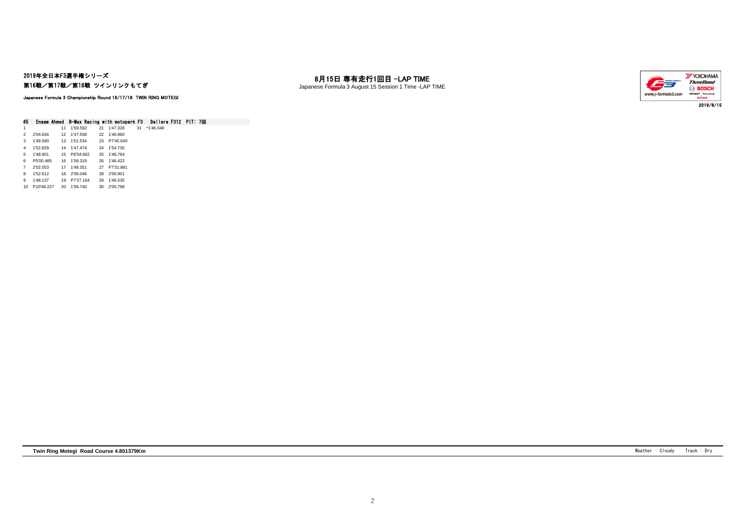2019年全日本F3選手権シリーズ
第16戦／第17戦／第18戦 ツインリンクもてぎ

Japanese Formula 3 Championship Round 16/17/18 TWIN RING MOTEGI

# 8月15日 専有走行1回目 -LAP TIME

Japanese Formula 3 August 15 Session 1 Time -LAP TIME

2019/8/15

**65 Enaam Ahmed B-Max Racing with motopark F3 Dallara F312 PIT: 7回**

| | | | | | | | |
|---|---|---|---|---|---|---|---|
| 1 | | 11 | 1'59.592 | 21 | 1'47.328 | 31 | *1'46.048 |
| 2 | 2'04.634 | 12 | 1'47.558 | 22 | 1'46.860 | | |
| 3 | 1'49.590 | 13 | 1'51.534 | 23 | P7'45.640 | | |
| 4 | 1'52.829 | 14 | 1'47.474 | 24 | 1'54.730 | | |
| 5 | 1'48.901 | 15 | P8'54.662 | 25 | 1'46.764 | | |
| 6 | P5'00.485 | 16 | 1'58.319 | 26 | 1'46.422 | | |
| 7 | 2'02.053 | 17 | 1'48.351 | 27 | P7'31.881 | | |
| 8 | 1'52.612 | 18 | 2'06.046 | 28 | 2'00.901 | | |
| 9 | 1'48.137 | 19 | P7'27.164 | 29 | 1'46.535 | | |
| 10 | P10'48.227 | 20 | 1'56.740 | 30 | 2'00.798 | | |

**Twin Ring Motegi Road Course 4.801379Km**

Weather : Cloudy Track : Dry